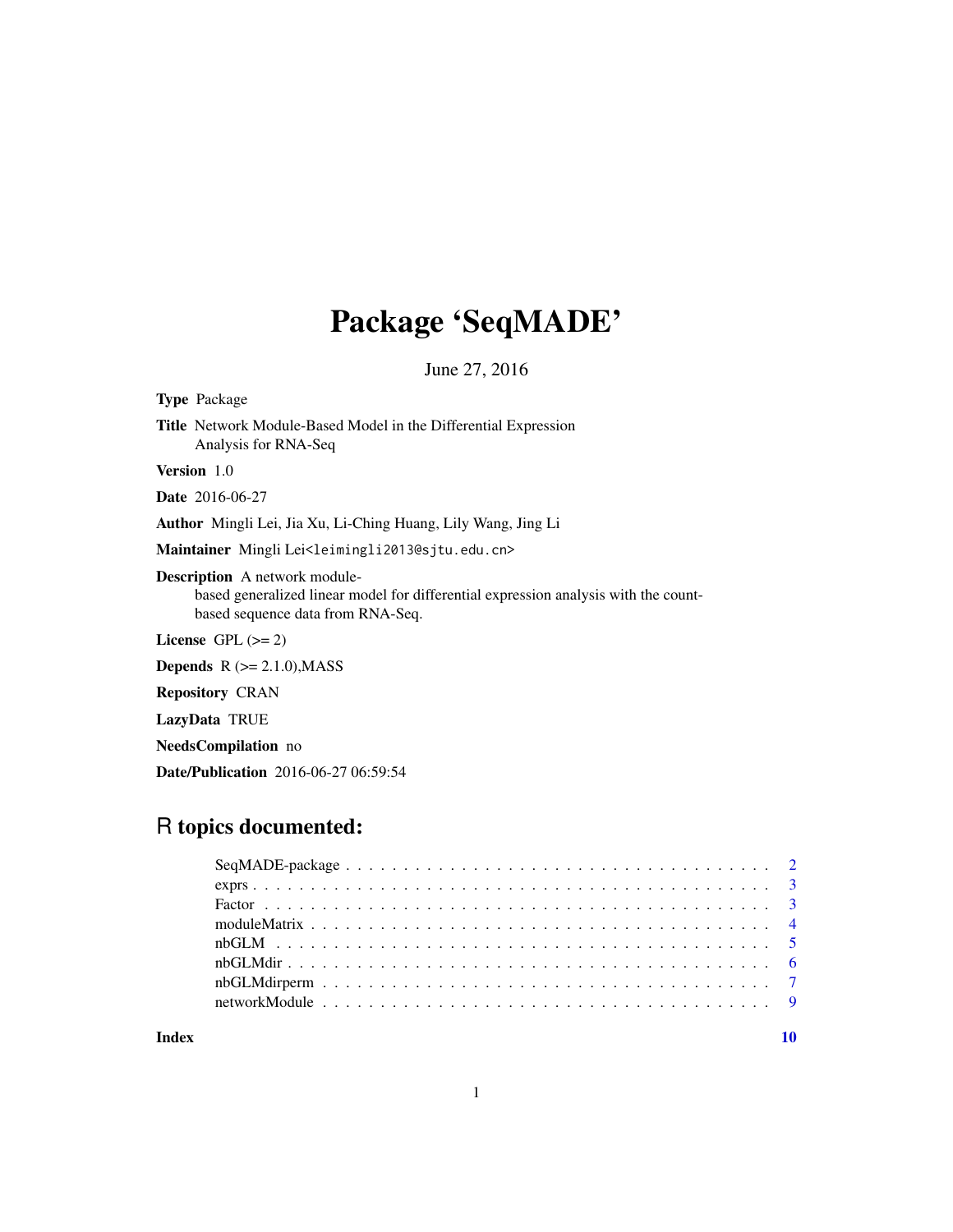# Package 'SeqMADE'

June 27, 2016

**Type** Package

**Title** Network Module-Based Model in the Differential Expression Analysis for RNA-Seq

**Version** 1.0

**Date** 2016-06-27

**Author** Mingli Lei, Jia Xu, Li-Ching Huang, Lily Wang, Jing Li

**Maintainer** Mingli Lei<leimingli2013@sjtu.edu.cn>

**Description** A network module-based generalized linear model for differential expression analysis with the count-based sequence data from RNA-Seq.

**License** GPL (>= 2)

**Depends** R (>= 2.1.0),MASS

**Repository** CRAN

**LazyData** TRUE

**NeedsCompilation** no

**Date/Publication** 2016-06-27 06:59:54

## R topics documented:

| | |
|---|---|
| SeqMADE-package | 2 |
| exprs | 3 |
| Factor | 3 |
| moduleMatrix | 4 |
| nbGLM | 5 |
| nbGLMdir | 6 |
| nbGLMdirperm | 7 |
| networkModule | 9 |
| **Index** | **10** |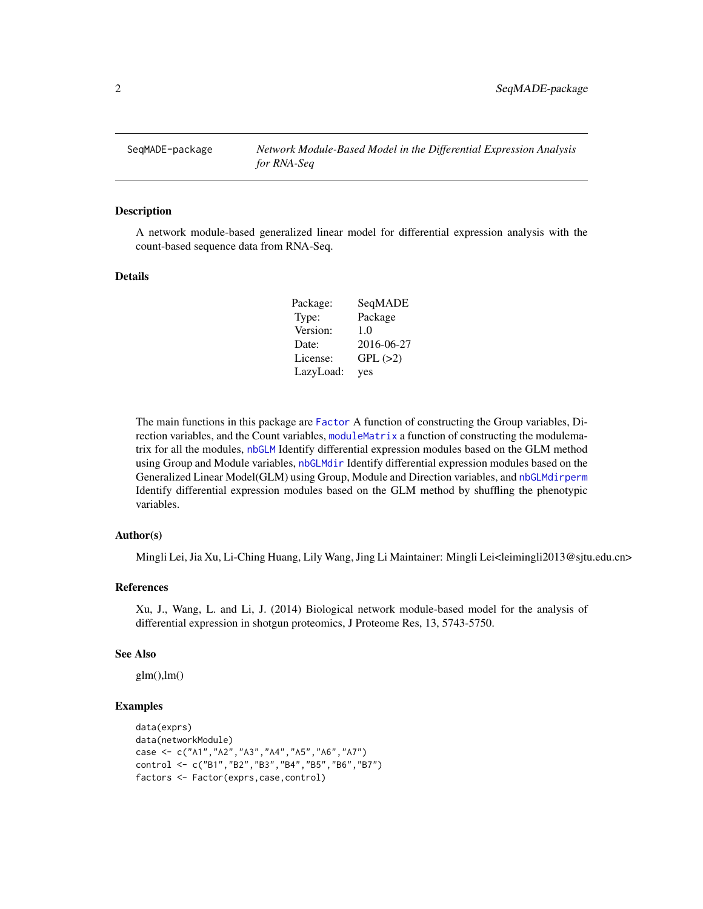SeqMADE-package    *Network Module-Based Model in the Differential Expression Analysis for RNA-Seq*

## Description

A network module-based generalized linear model for differential expression analysis with the count-based sequence data from RNA-Seq.

## Details

| | |
|---|---|
| Package: | SeqMADE |
| Type: | Package |
| Version: | 1.0 |
| Date: | 2016-06-27 |
| License: | GPL (>2) |
| LazyLoad: | yes |

The main functions in this package are `Factor` A function of constructing the Group variables, Direction variables, and the Count variables, `moduleMatrix` a function of constructing the modulematrix for all the modules, `nbGLM` Identify differential expression modules based on the GLM method using Group and Module variables, `nbGLMdir` Identify differential expression modules based on the Generalized Linear Model(GLM) using Group, Module and Direction variables, and `nbGLMdirperm` Identify differential expression modules based on the GLM method by shuffling the phenotypic variables.

## Author(s)

Mingli Lei, Jia Xu, Li-Ching Huang, Lily Wang, Jing Li Maintainer: Mingli Lei<leimingli2013@sjtu.edu.cn>

## References

Xu, J., Wang, L. and Li, J. (2014) Biological network module-based model for the analysis of differential expression in shotgun proteomics, J Proteome Res, 13, 5743-5750.

## See Also

glm(),lm()

## Examples

```
data(exprs)
data(networkModule)
case <- c("A1","A2","A3","A4","A5","A6","A7")
control <- c("B1","B2","B3","B4","B5","B6","B7")
factors <- Factor(exprs,case,control)
```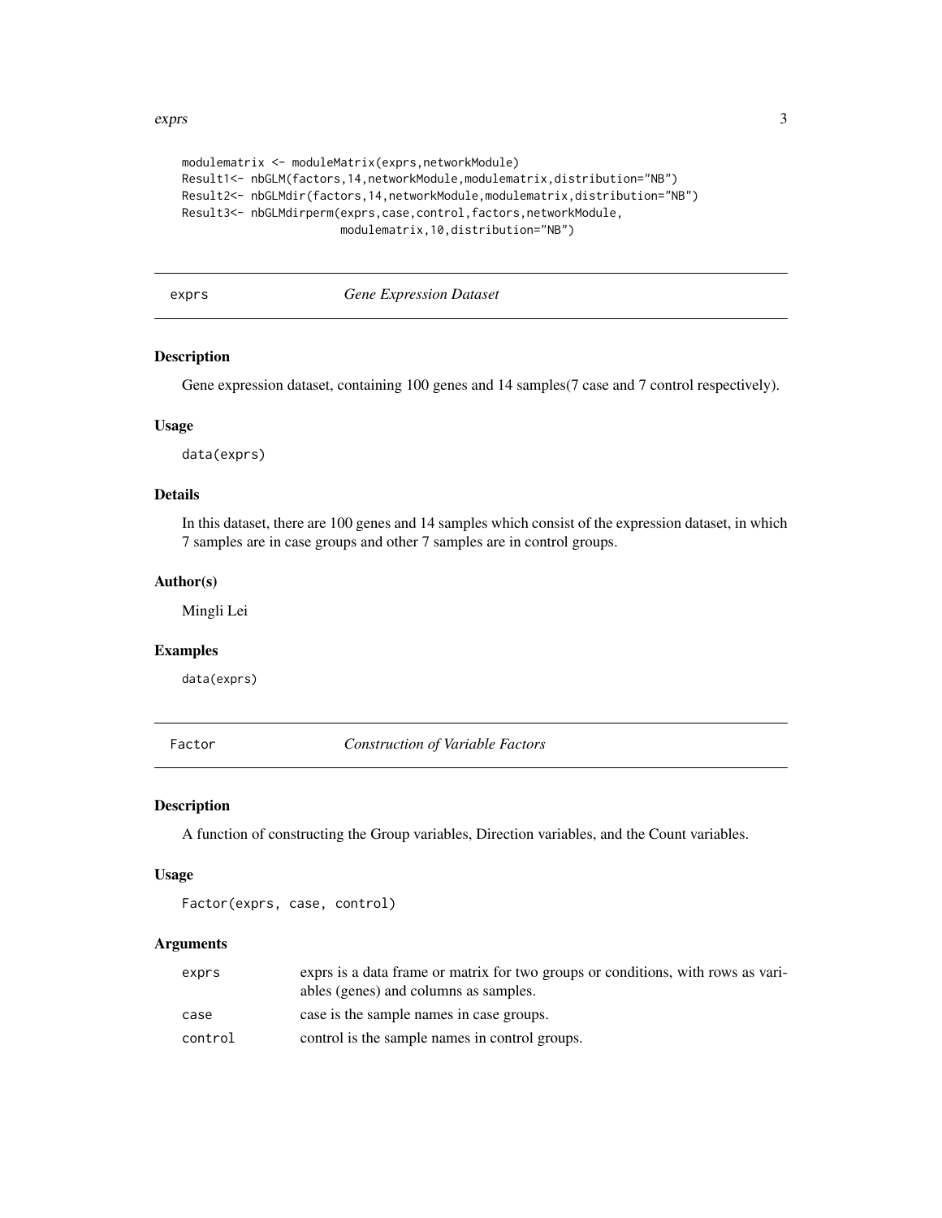```
modulematrix <- moduleMatrix(exprs,networkModule)
Result1<- nbGLM(factors,14,networkModule,modulematrix,distribution="NB")
Result2<- nbGLMdir(factors,14,networkModule,modulematrix,distribution="NB")
Result3<- nbGLMdirperm(exprs,case,control,factors,networkModule,
                        modulematrix,10,distribution="NB")
```

## exprs — *Gene Expression Dataset*

### Description

Gene expression dataset, containing 100 genes and 14 samples(7 case and 7 control respectively).

### Usage

```
data(exprs)
```

### Details

In this dataset, there are 100 genes and 14 samples which consist of the expression dataset, in which 7 samples are in case groups and other 7 samples are in control groups.

### Author(s)

Mingli Lei

### Examples

```
data(exprs)
```

## Factor — *Construction of Variable Factors*

### Description

A function of constructing the Group variables, Direction variables, and the Count variables.

### Usage

```
Factor(exprs, case, control)
```

### Arguments

| | |
|---|---|
| exprs | exprs is a data frame or matrix for two groups or conditions, with rows as variables (genes) and columns as samples. |
| case | case is the sample names in case groups. |
| control | control is the sample names in control groups. |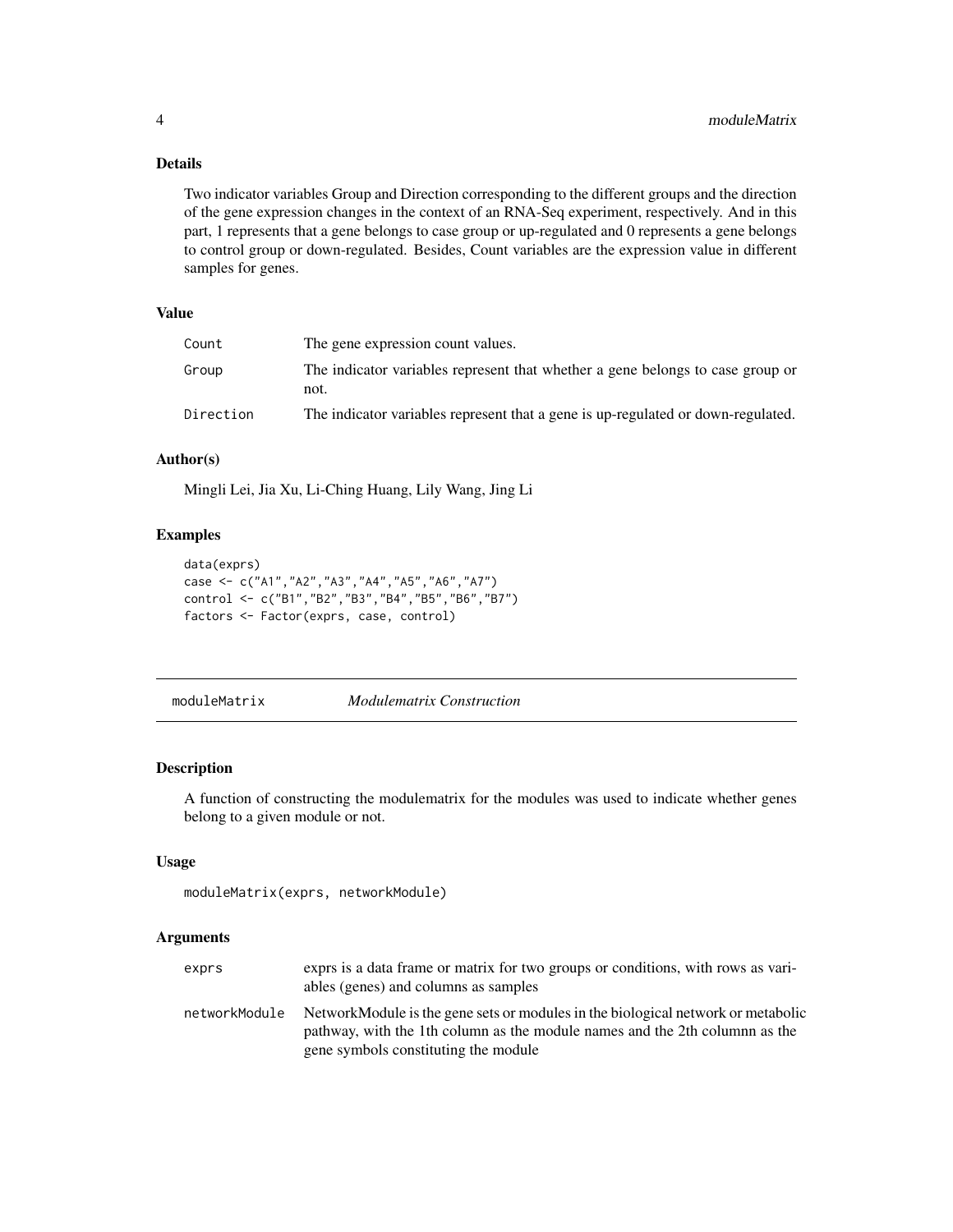### Details

Two indicator variables Group and Direction corresponding to the different groups and the direction of the gene expression changes in the context of an RNA-Seq experiment, respectively. And in this part, 1 represents that a gene belongs to case group or up-regulated and 0 represents a gene belongs to control group or down-regulated. Besides, Count variables are the expression value in different samples for genes.

### Value

| | |
|---|---|
| Count | The gene expression count values. |
| Group | The indicator variables represent that whether a gene belongs to case group or not. |
| Direction | The indicator variables represent that a gene is up-regulated or down-regulated. |

### Author(s)

Mingli Lei, Jia Xu, Li-Ching Huang, Lily Wang, Jing Li

### Examples

```
data(exprs)
case <- c("A1","A2","A3","A4","A5","A6","A7")
control <- c("B1","B2","B3","B4","B5","B6","B7")
factors <- Factor(exprs, case, control)
```

---

## moduleMatrix *Modulematrix Construction*

---

### Description

A function of constructing the modulematrix for the modules was used to indicate whether genes belong to a given module or not.

### Usage

```
moduleMatrix(exprs, networkModule)
```

### Arguments

| | |
|---|---|
| exprs | exprs is a data frame or matrix for two groups or conditions, with rows as variables (genes) and columns as samples |
| networkModule | NetworkModule is the gene sets or modules in the biological network or metabolic pathway, with the 1th column as the module names and the 2th columnn as the gene symbols constituting the module |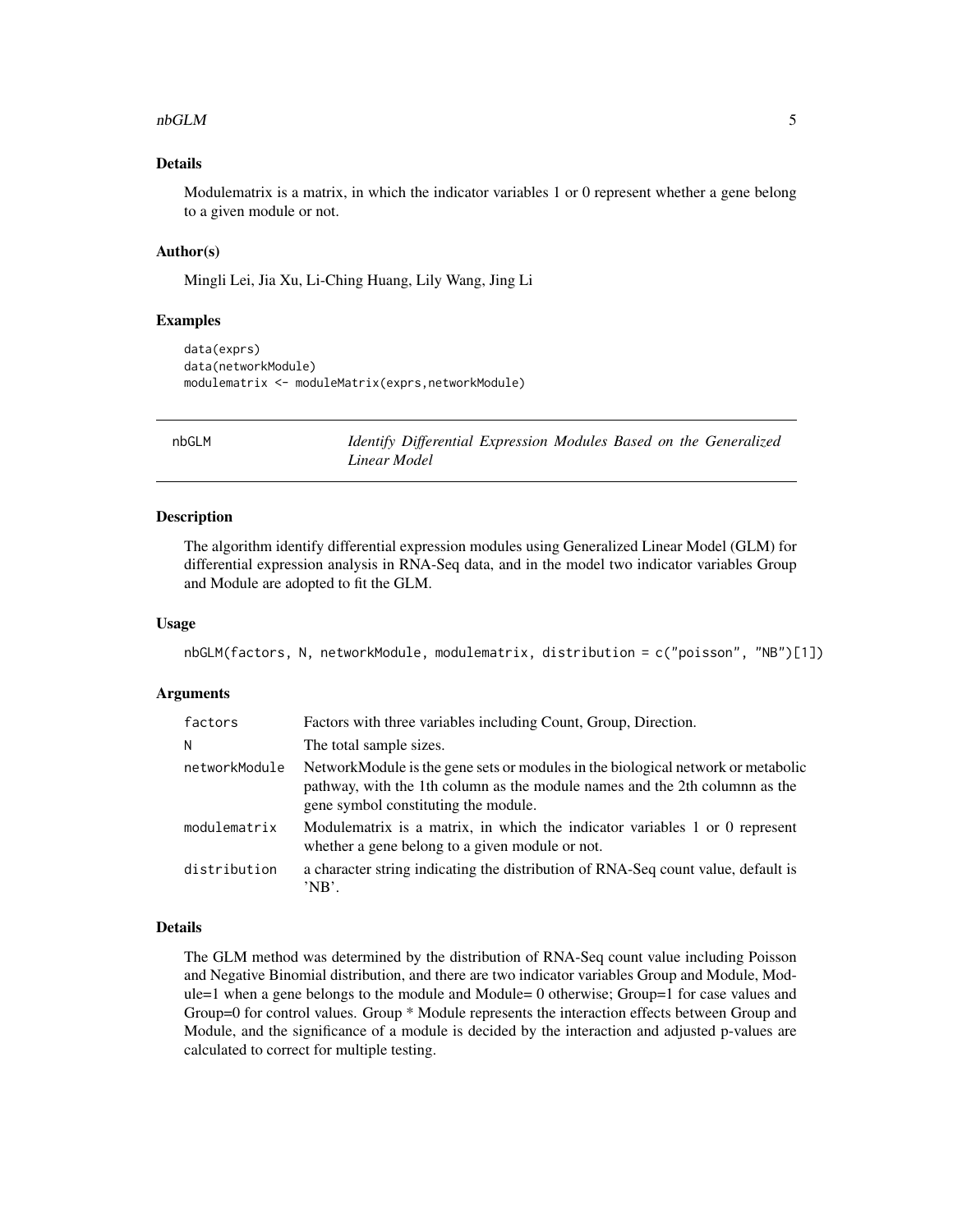### Details

Modulematrix is a matrix, in which the indicator variables 1 or 0 represent whether a gene belong to a given module or not.

### Author(s)

Mingli Lei, Jia Xu, Li-Ching Huang, Lily Wang, Jing Li

### Examples

```
data(exprs)
data(networkModule)
modulematrix <- moduleMatrix(exprs,networkModule)
```

---

## nbGLM *Identify Differential Expression Modules Based on the Generalized Linear Model*

---

### Description

The algorithm identify differential expression modules using Generalized Linear Model (GLM) for differential expression analysis in RNA-Seq data, and in the model two indicator variables Group and Module are adopted to fit the GLM.

### Usage

```
nbGLM(factors, N, networkModule, modulematrix, distribution = c("poisson", "NB")[1])
```

### Arguments

| | |
|---|---|
| factors | Factors with three variables including Count, Group, Direction. |
| N | The total sample sizes. |
| networkModule | NetworkModule is the gene sets or modules in the biological network or metabolic pathway, with the 1th column as the module names and the 2th columnn as the gene symbol constituting the module. |
| modulematrix | Modulematrix is a matrix, in which the indicator variables 1 or 0 represent whether a gene belong to a given module or not. |
| distribution | a character string indicating the distribution of RNA-Seq count value, default is 'NB'. |

### Details

The GLM method was determined by the distribution of RNA-Seq count value including Poisson and Negative Binomial distribution, and there are two indicator variables Group and Module, Module=1 when a gene belongs to the module and Module= 0 otherwise; Group=1 for case values and Group=0 for control values. Group * Module represents the interaction effects between Group and Module, and the significance of a module is decided by the interaction and adjusted p-values are calculated to correct for multiple testing.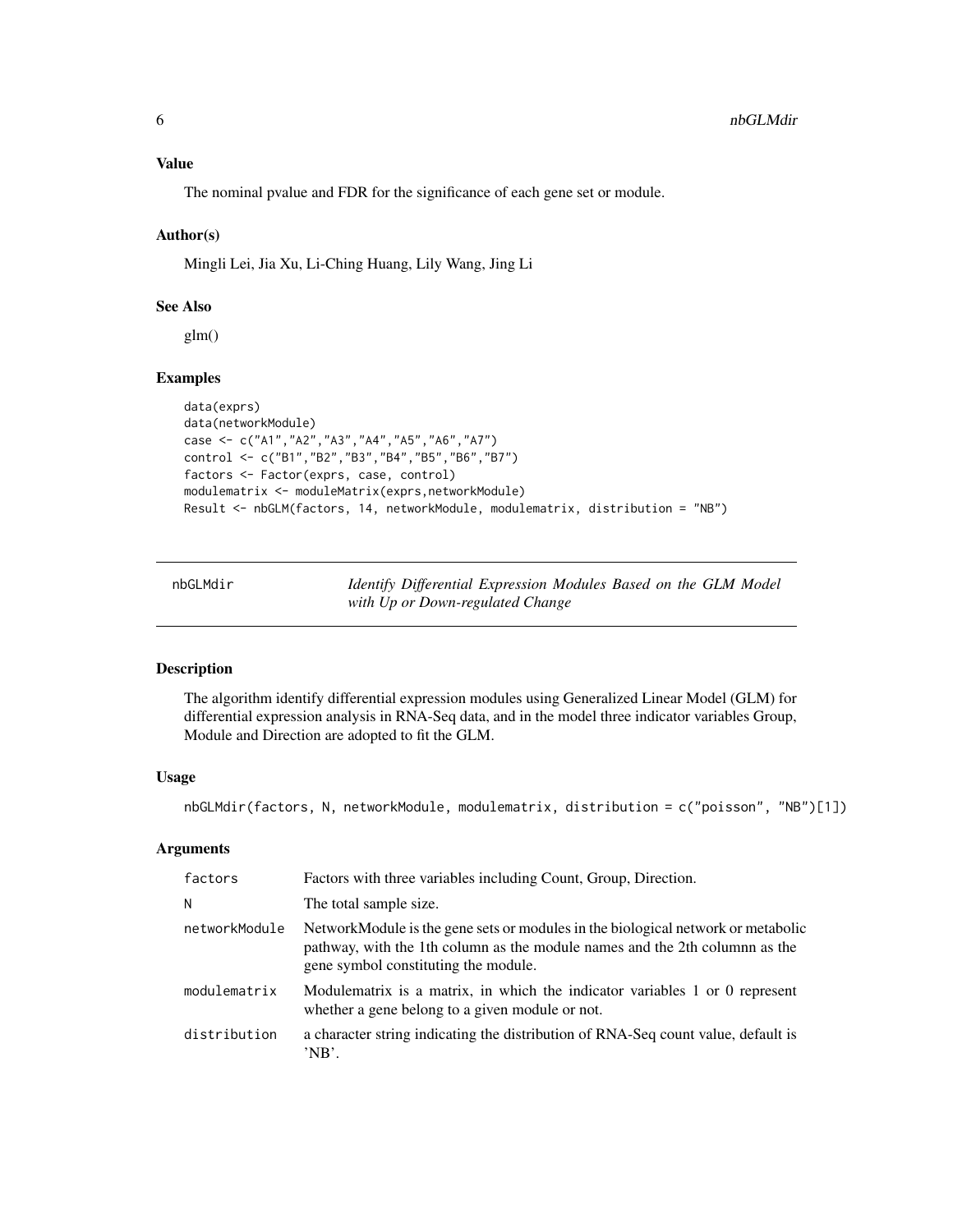## Value

The nominal pvalue and FDR for the significance of each gene set or module.

## Author(s)

Mingli Lei, Jia Xu, Li-Ching Huang, Lily Wang, Jing Li

## See Also

glm()

## Examples

```
data(exprs)
data(networkModule)
case <- c("A1","A2","A3","A4","A5","A6","A7")
control <- c("B1","B2","B3","B4","B5","B6","B7")
factors <- Factor(exprs, case, control)
modulematrix <- moduleMatrix(exprs,networkModule)
Result <- nbGLM(factors, 14, networkModule, modulematrix, distribution = "NB")
```

---

# nbGLMdir — *Identify Differential Expression Modules Based on the GLM Model with Up or Down-regulated Change*

---

## Description

The algorithm identify differential expression modules using Generalized Linear Model (GLM) for differential expression analysis in RNA-Seq data, and in the model three indicator variables Group, Module and Direction are adopted to fit the GLM.

## Usage

```
nbGLMdir(factors, N, networkModule, modulematrix, distribution = c("poisson", "NB")[1])
```

## Arguments

| | |
|---|---|
| factors | Factors with three variables including Count, Group, Direction. |
| N | The total sample size. |
| networkModule | NetworkModule is the gene sets or modules in the biological network or metabolic pathway, with the 1th column as the module names and the 2th columnn as the gene symbol constituting the module. |
| modulematrix | Modulematrix is a matrix, in which the indicator variables 1 or 0 represent whether a gene belong to a given module or not. |
| distribution | a character string indicating the distribution of RNA-Seq count value, default is 'NB'. |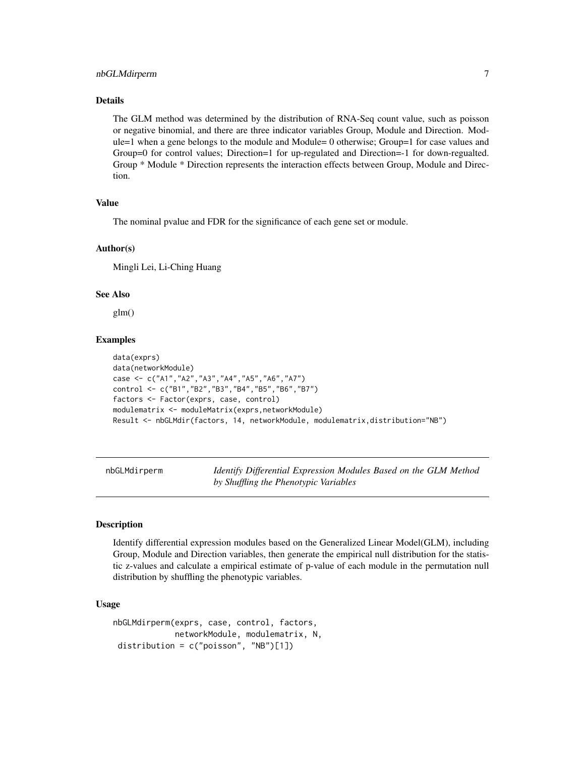### Details

The GLM method was determined by the distribution of RNA-Seq count value, such as poisson or negative binomial, and there are three indicator variables Group, Module and Direction. Module=1 when a gene belongs to the module and Module= 0 otherwise; Group=1 for case values and Group=0 for control values; Direction=1 for up-regulated and Direction=-1 for down-regualted. Group * Module * Direction represents the interaction effects between Group, Module and Direction.

### Value

The nominal pvalue and FDR for the significance of each gene set or module.

### Author(s)

Mingli Lei, Li-Ching Huang

### See Also

glm()

### Examples

```
data(exprs)
data(networkModule)
case <- c("A1","A2","A3","A4","A5","A6","A7")
control <- c("B1","B2","B3","B4","B5","B6","B7")
factors <- Factor(exprs, case, control)
modulematrix <- moduleMatrix(exprs,networkModule)
Result <- nbGLMdir(factors, 14, networkModule, modulematrix,distribution="NB")
```

---

## nbGLMdirperm — *Identify Differential Expression Modules Based on the GLM Method by Shuffling the Phenotypic Variables*

### Description

Identify differential expression modules based on the Generalized Linear Model(GLM), including Group, Module and Direction variables, then generate the empirical null distribution for the statistic z-values and calculate a empirical estimate of p-value of each module in the permutation null distribution by shuffling the phenotypic variables.

### Usage

```
nbGLMdirperm(exprs, case, control, factors,
             networkModule, modulematrix, N,
 distribution = c("poisson", "NB")[1])
```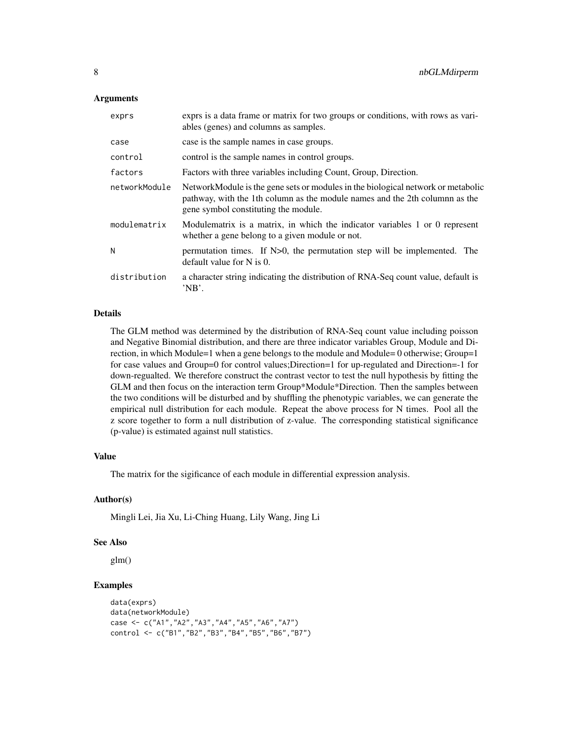### Arguments

| | |
|---|---|
| exprs | exprs is a data frame or matrix for two groups or conditions, with rows as variables (genes) and columns as samples. |
| case | case is the sample names in case groups. |
| control | control is the sample names in control groups. |
| factors | Factors with three variables including Count, Group, Direction. |
| networkModule | NetworkModule is the gene sets or modules in the biological network or metabolic pathway, with the 1th column as the module names and the 2th columnn as the gene symbol constituting the module. |
| modulematrix | Modulematrix is a matrix, in which the indicator variables 1 or 0 represent whether a gene belong to a given module or not. |
| N | permutation times. If N>0, the permutation step will be implemented. The default value for N is 0. |
| distribution | a character string indicating the distribution of RNA-Seq count value, default is 'NB'. |

### Details

The GLM method was determined by the distribution of RNA-Seq count value including poisson and Negative Binomial distribution, and there are three indicator variables Group, Module and Direction, in which Module=1 when a gene belongs to the module and Module= 0 otherwise; Group=1 for case values and Group=0 for control values;Direction=1 for up-regulated and Direction=-1 for down-regualted. We therefore construct the contrast vector to test the null hypothesis by fitting the GLM and then focus on the interaction term Group*Module*Direction. Then the samples between the two conditions will be disturbed and by shuffling the phenotypic variables, we can generate the empirical null distribution for each module. Repeat the above process for N times. Pool all the z score together to form a null distribution of z-value. The corresponding statistical significance (p-value) is estimated against null statistics.

### Value

The matrix for the sigificance of each module in differential expression analysis.

### Author(s)

Mingli Lei, Jia Xu, Li-Ching Huang, Lily Wang, Jing Li

### See Also

glm()

### Examples

```
data(exprs)
data(networkModule)
case <- c("A1","A2","A3","A4","A5","A6","A7")
control <- c("B1","B2","B3","B4","B5","B6","B7")
```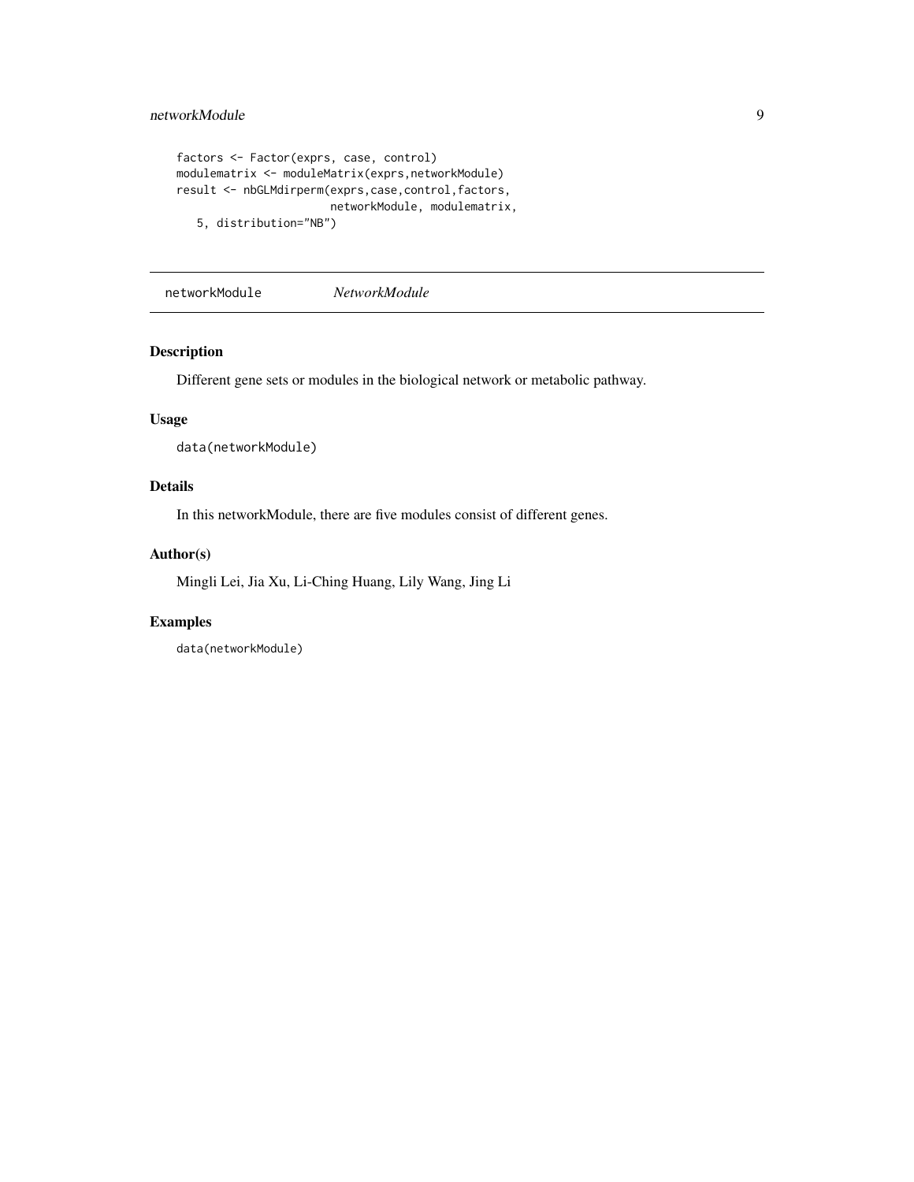```
factors <- Factor(exprs, case, control)
modulematrix <- moduleMatrix(exprs,networkModule)
result <- nbGLMdirperm(exprs,case,control,factors,
                       networkModule, modulematrix,
   5, distribution="NB")
```

## networkModule *NetworkModule*

### Description

Different gene sets or modules in the biological network or metabolic pathway.

### Usage

```
data(networkModule)
```

### Details

In this networkModule, there are five modules consist of different genes.

### Author(s)

Mingli Lei, Jia Xu, Li-Ching Huang, Lily Wang, Jing Li

### Examples

```
data(networkModule)
```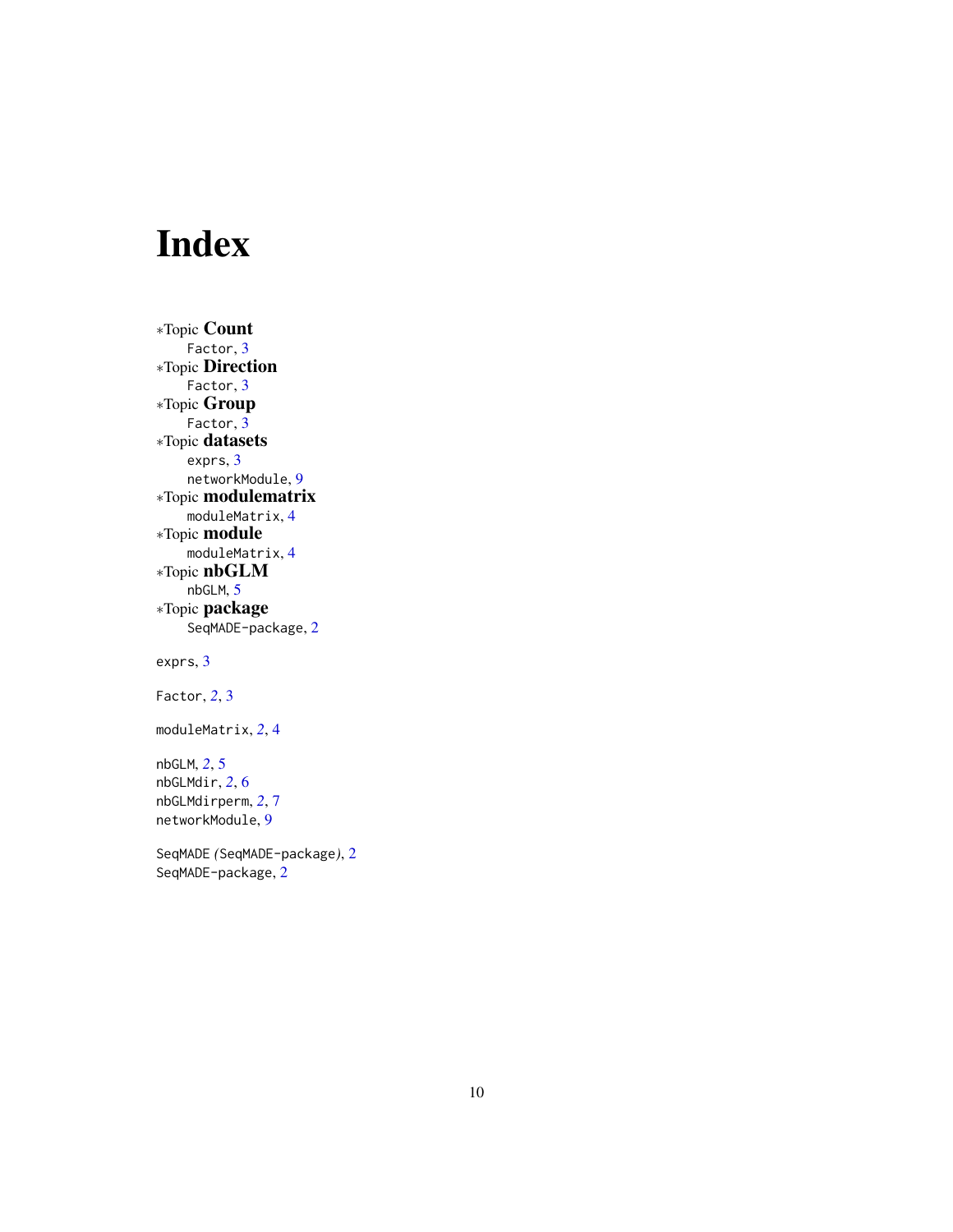# Index

∗Topic **Count**
  Factor, 3
∗Topic **Direction**
  Factor, 3
∗Topic **Group**
  Factor, 3
∗Topic **datasets**
  exprs, 3
  networkModule, 9
∗Topic **modulematrix**
  moduleMatrix, 4
∗Topic **module**
  moduleMatrix, 4
∗Topic **nbGLM**
  nbGLM, 5
∗Topic **package**
  SeqMADE-package, 2

exprs, 3

Factor, *2*, 3

moduleMatrix, *2*, 4

nbGLM, *2*, 5
nbGLMdir, *2*, 6
nbGLMdirperm, *2*, 7
networkModule, 9

SeqMADE *(*SeqMADE-package*)*, 2
SeqMADE-package, 2